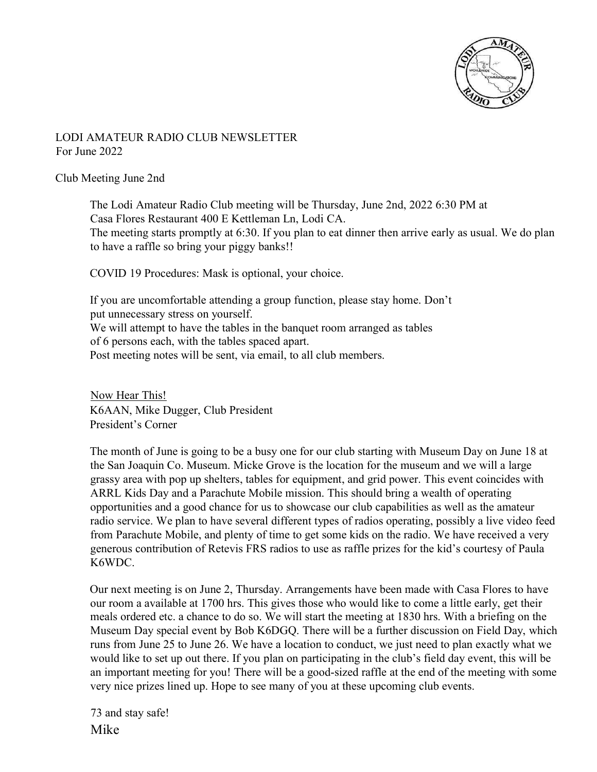# LODI AMATEUR RADIO CLUB NEWSLETTER
For June 2022

## Club Meeting June 2nd

The Lodi Amateur Radio Club meeting will be Thursday, June 2nd, 2022 6:30 PM at Casa Flores Restaurant 400 E Kettleman Ln, Lodi CA.
The meeting starts promptly at 6:30. If you plan to eat dinner then arrive early as usual. We do plan to have a raffle so bring your piggy banks!!

COVID 19 Procedures: Mask is optional, your choice.

If you are uncomfortable attending a group function, please stay home. Don't put unnecessary stress on yourself.
We will attempt to have the tables in the banquet room arranged as tables of 6 persons each, with the tables spaced apart.
Post meeting notes will be sent, via email, to all club members.

## Now Hear This!

K6AAN, Mike Dugger, Club President
President's Corner

The month of June is going to be a busy one for our club starting with Museum Day on June 18 at the San Joaquin Co. Museum. Micke Grove is the location for the museum and we will a large grassy area with pop up shelters, tables for equipment, and grid power. This event coincides with ARRL Kids Day and a Parachute Mobile mission. This should bring a wealth of operating opportunities and a good chance for us to showcase our club capabilities as well as the amateur radio service. We plan to have several different types of radios operating, possibly a live video feed from Parachute Mobile, and plenty of time to get some kids on the radio. We have received a very generous contribution of Retevis FRS radios to use as raffle prizes for the kid's courtesy of Paula K6WDC.

Our next meeting is on June 2, Thursday. Arrangements have been made with Casa Flores to have our room a available at 1700 hrs. This gives those who would like to come a little early, get their meals ordered etc. a chance to do so. We will start the meeting at 1830 hrs. With a briefing on the Museum Day special event by Bob K6DGQ. There will be a further discussion on Field Day, which runs from June 25 to June 26. We have a location to conduct, we just need to plan exactly what we would like to set up out there. If you plan on participating in the club's field day event, this will be an important meeting for you! There will be a good-sized raffle at the end of the meeting with some very nice prizes lined up. Hope to see many of you at these upcoming club events.

73 and stay safe!
Mike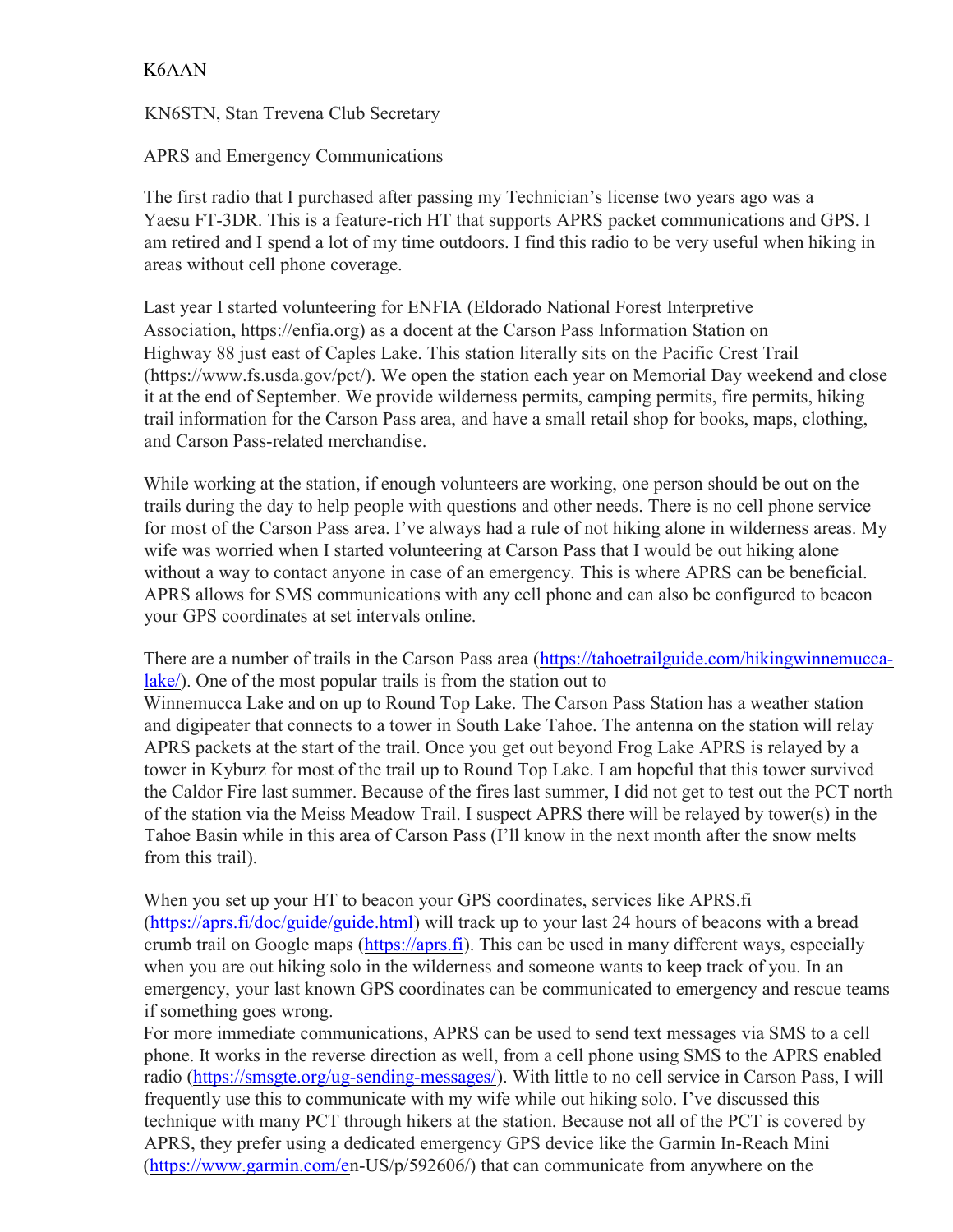K6AAN

KN6STN, Stan Trevena Club Secretary

APRS and Emergency Communications

The first radio that I purchased after passing my Technician's license two years ago was a Yaesu FT-3DR. This is a feature-rich HT that supports APRS packet communications and GPS. I am retired and I spend a lot of my time outdoors. I find this radio to be very useful when hiking in areas without cell phone coverage.

Last year I started volunteering for ENFIA (Eldorado National Forest Interpretive Association, https://enfia.org) as a docent at the Carson Pass Information Station on Highway 88 just east of Caples Lake. This station literally sits on the Pacific Crest Trail (https://www.fs.usda.gov/pct/). We open the station each year on Memorial Day weekend and close it at the end of September. We provide wilderness permits, camping permits, fire permits, hiking trail information for the Carson Pass area, and have a small retail shop for books, maps, clothing, and Carson Pass-related merchandise.

While working at the station, if enough volunteers are working, one person should be out on the trails during the day to help people with questions and other needs. There is no cell phone service for most of the Carson Pass area. I've always had a rule of not hiking alone in wilderness areas. My wife was worried when I started volunteering at Carson Pass that I would be out hiking alone without a way to contact anyone in case of an emergency. This is where APRS can be beneficial. APRS allows for SMS communications with any cell phone and can also be configured to beacon your GPS coordinates at set intervals online.

There are a number of trails in the Carson Pass area (https://tahoetrailguide.com/hikingwinnemucca-lake/). One of the most popular trails is from the station out to Winnemucca Lake and on up to Round Top Lake. The Carson Pass Station has a weather station and digipeater that connects to a tower in South Lake Tahoe. The antenna on the station will relay APRS packets at the start of the trail. Once you get out beyond Frog Lake APRS is relayed by a tower in Kyburz for most of the trail up to Round Top Lake. I am hopeful that this tower survived the Caldor Fire last summer. Because of the fires last summer, I did not get to test out the PCT north of the station via the Meiss Meadow Trail. I suspect APRS there will be relayed by tower(s) in the Tahoe Basin while in this area of Carson Pass (I'll know in the next month after the snow melts from this trail).

When you set up your HT to beacon your GPS coordinates, services like APRS.fi (https://aprs.fi/doc/guide/guide.html) will track up to your last 24 hours of beacons with a bread crumb trail on Google maps (https://aprs.fi). This can be used in many different ways, especially when you are out hiking solo in the wilderness and someone wants to keep track of you. In an emergency, your last known GPS coordinates can be communicated to emergency and rescue teams if something goes wrong.

For more immediate communications, APRS can be used to send text messages via SMS to a cell phone. It works in the reverse direction as well, from a cell phone using SMS to the APRS enabled radio (https://smsgte.org/ug-sending-messages/). With little to no cell service in Carson Pass, I will frequently use this to communicate with my wife while out hiking solo. I've discussed this technique with many PCT through hikers at the station. Because not all of the PCT is covered by APRS, they prefer using a dedicated emergency GPS device like the Garmin In-Reach Mini (https://www.garmin.com/en-US/p/592606/) that can communicate from anywhere on the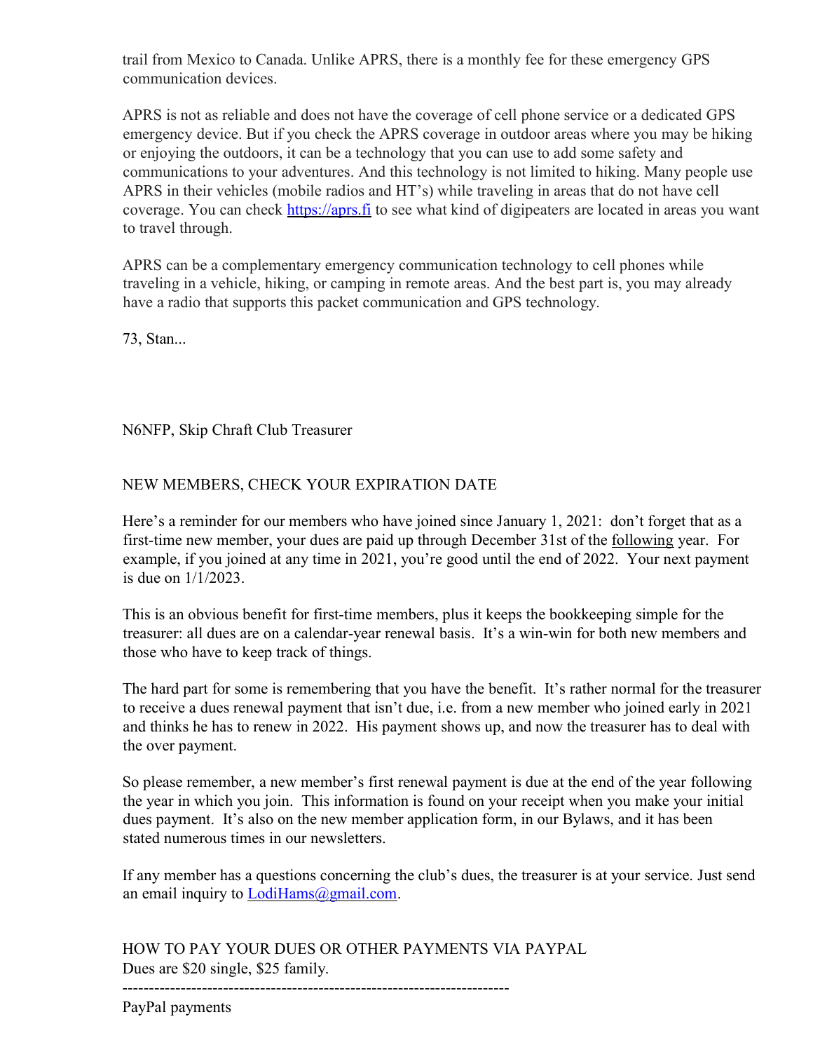trail from Mexico to Canada. Unlike APRS, there is a monthly fee for these emergency GPS communication devices.

APRS is not as reliable and does not have the coverage of cell phone service or a dedicated GPS emergency device. But if you check the APRS coverage in outdoor areas where you may be hiking or enjoying the outdoors, it can be a technology that you can use to add some safety and communications to your adventures. And this technology is not limited to hiking. Many people use APRS in their vehicles (mobile radios and HT's) while traveling in areas that do not have cell coverage. You can check [https://aprs.fi](https://aprs.fi) to see what kind of digipeaters are located in areas you want to travel through.

APRS can be a complementary emergency communication technology to cell phones while traveling in a vehicle, hiking, or camping in remote areas. And the best part is, you may already have a radio that supports this packet communication and GPS technology.

73, Stan...

N6NFP, Skip Chraft Club Treasurer

NEW MEMBERS, CHECK YOUR EXPIRATION DATE

Here's a reminder for our members who have joined since January 1, 2021: don't forget that as a first-time new member, your dues are paid up through December 31st of the <u>following</u> year. For example, if you joined at any time in 2021, you're good until the end of 2022. Your next payment is due on 1/1/2023.

This is an obvious benefit for first-time members, plus it keeps the bookkeeping simple for the treasurer: all dues are on a calendar-year renewal basis. It's a win-win for both new members and those who have to keep track of things.

The hard part for some is remembering that you have the benefit. It's rather normal for the treasurer to receive a dues renewal payment that isn't due, i.e. from a new member who joined early in 2021 and thinks he has to renew in 2022. His payment shows up, and now the treasurer has to deal with the over payment.

So please remember, a new member's first renewal payment is due at the end of the year following the year in which you join. This information is found on your receipt when you make your initial dues payment. It's also on the new member application form, in our Bylaws, and it has been stated numerous times in our newsletters.

If any member has a questions concerning the club's dues, the treasurer is at your service. Just send an email inquiry to [LodiHams@gmail.com](mailto:LodiHams@gmail.com).

HOW TO PAY YOUR DUES OR OTHER PAYMENTS VIA PAYPAL
Dues are $20 single, $25 family.

------------------------------------------------------------------------

PayPal payments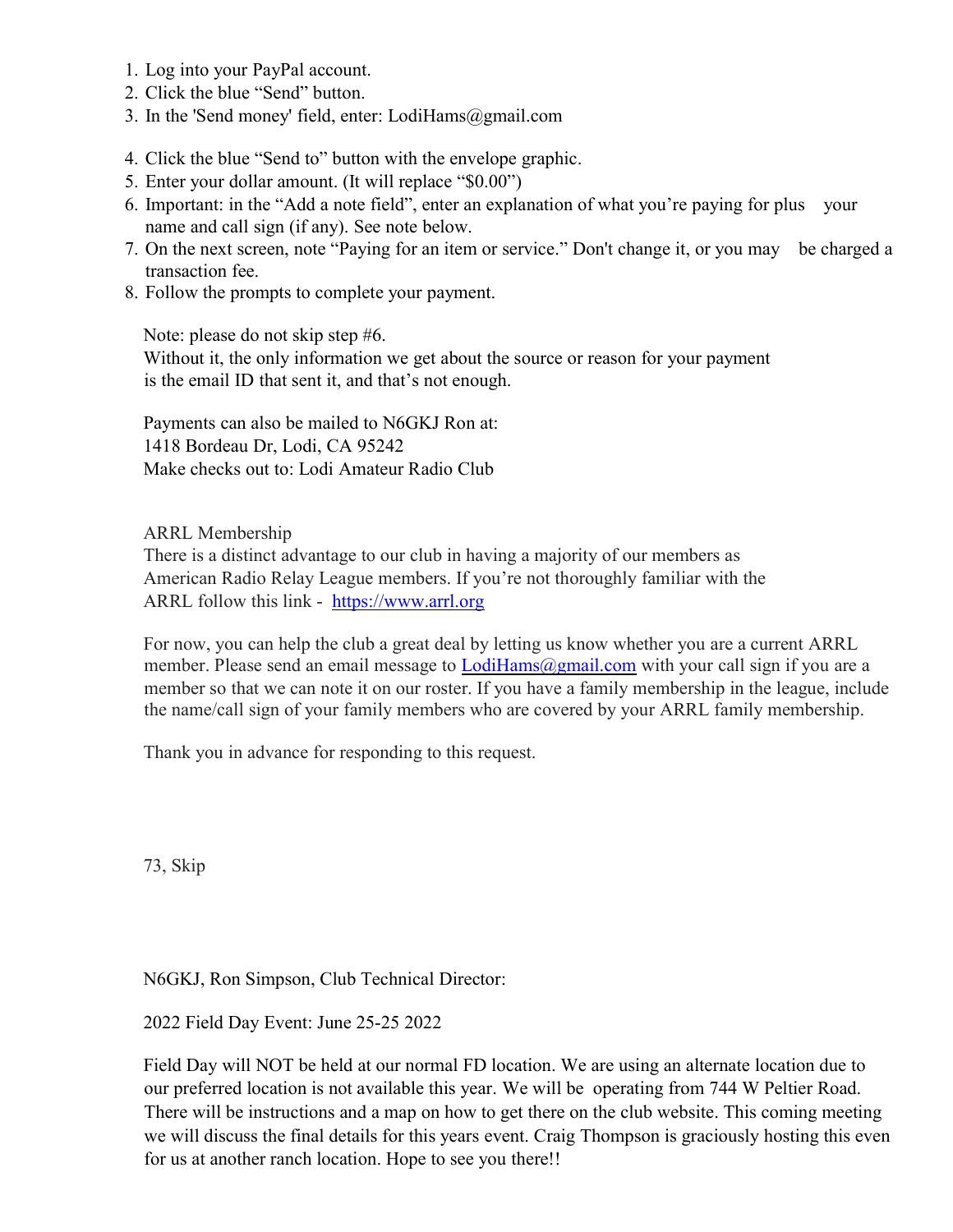1. Log into your PayPal account.
2. Click the blue “Send” button.
3. In the 'Send money' field, enter: LodiHams@gmail.com
4. Click the blue “Send to” button with the envelope graphic.
5. Enter your dollar amount. (It will replace “$0.00”)
6. Important: in the “Add a note field”, enter an explanation of what you’re paying for plus your name and call sign (if any). See note below.
7. On the next screen, note “Paying for an item or service.” Don't change it, or you may be charged a transaction fee.
8. Follow the prompts to complete your payment.

Note: please do not skip step #6.
Without it, the only information we get about the source or reason for your payment is the email ID that sent it, and that’s not enough.

Payments can also be mailed to N6GKJ Ron at:
1418 Bordeau Dr, Lodi, CA 95242
Make checks out to: Lodi Amateur Radio Club

ARRL Membership
There is a distinct advantage to our club in having a majority of our members as American Radio Relay League members. If you’re not thoroughly familiar with the ARRL follow this link - [https://www.arrl.org](https://www.arrl.org)

For now, you can help the club a great deal by letting us know whether you are a current ARRL member. Please send an email message to [LodiHams@gmail.com](mailto:LodiHams@gmail.com) with your call sign if you are a member so that we can note it on our roster. If you have a family membership in the league, include the name/call sign of your family members who are covered by your ARRL family membership.

Thank you in advance for responding to this request.

73, Skip

N6GKJ, Ron Simpson, Club Technical Director:

2022 Field Day Event: June 25-25 2022

Field Day will NOT be held at our normal FD location. We are using an alternate location due to our preferred location is not available this year. We will be operating from 744 W Peltier Road. There will be instructions and a map on how to get there on the club website. This coming meeting we will discuss the final details for this years event. Craig Thompson is graciously hosting this even for us at another ranch location. Hope to see you there!!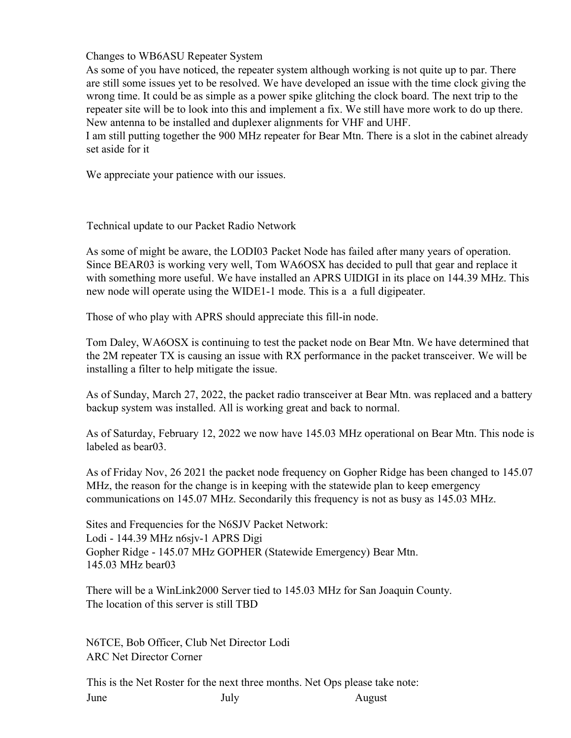## Changes to WB6ASU Repeater System

As some of you have noticed, the repeater system although working is not quite up to par. There are still some issues yet to be resolved. We have developed an issue with the time clock giving the wrong time. It could be as simple as a power spike glitching the clock board. The next trip to the repeater site will be to look into this and implement a fix. We still have more work to do up there. New antenna to be installed and duplexer alignments for VHF and UHF.

I am still putting together the 900 MHz repeater for Bear Mtn. There is a slot in the cabinet already set aside for it

We appreciate your patience with our issues.

## Technical update to our Packet Radio Network

As some of might be aware, the LODI03 Packet Node has failed after many years of operation. Since BEAR03 is working very well, Tom WA6OSX has decided to pull that gear and replace it with something more useful. We have installed an APRS UIDIGI in its place on 144.39 MHz. This new node will operate using the WIDE1-1 mode. This is a  a full digipeater.

Those of who play with APRS should appreciate this fill-in node.

Tom Daley, WA6OSX is continuing to test the packet node on Bear Mtn. We have determined that the 2M repeater TX is causing an issue with RX performance in the packet transceiver. We will be installing a filter to help mitigate the issue.

As of Sunday, March 27, 2022, the packet radio transceiver at Bear Mtn. was replaced and a battery backup system was installed. All is working great and back to normal.

As of Saturday, February 12, 2022 we now have 145.03 MHz operational on Bear Mtn. This node is labeled as bear03.

As of Friday Nov, 26 2021 the packet node frequency on Gopher Ridge has been changed to 145.07 MHz, the reason for the change is in keeping with the statewide plan to keep emergency communications on 145.07 MHz. Secondarily this frequency is not as busy as 145.03 MHz.

Sites and Frequencies for the N6SJV Packet Network:
Lodi - 144.39 MHz n6sjv-1 APRS Digi
Gopher Ridge - 145.07 MHz GOPHER (Statewide Emergency) Bear Mtn.
145.03 MHz bear03

There will be a WinLink2000 Server tied to 145.03 MHz for San Joaquin County.
The location of this server is still TBD

N6TCE, Bob Officer, Club Net Director Lodi
ARC Net Director Corner

This is the Net Roster for the next three months. Net Ops please take note:

| June | July | August |
|---|---|---|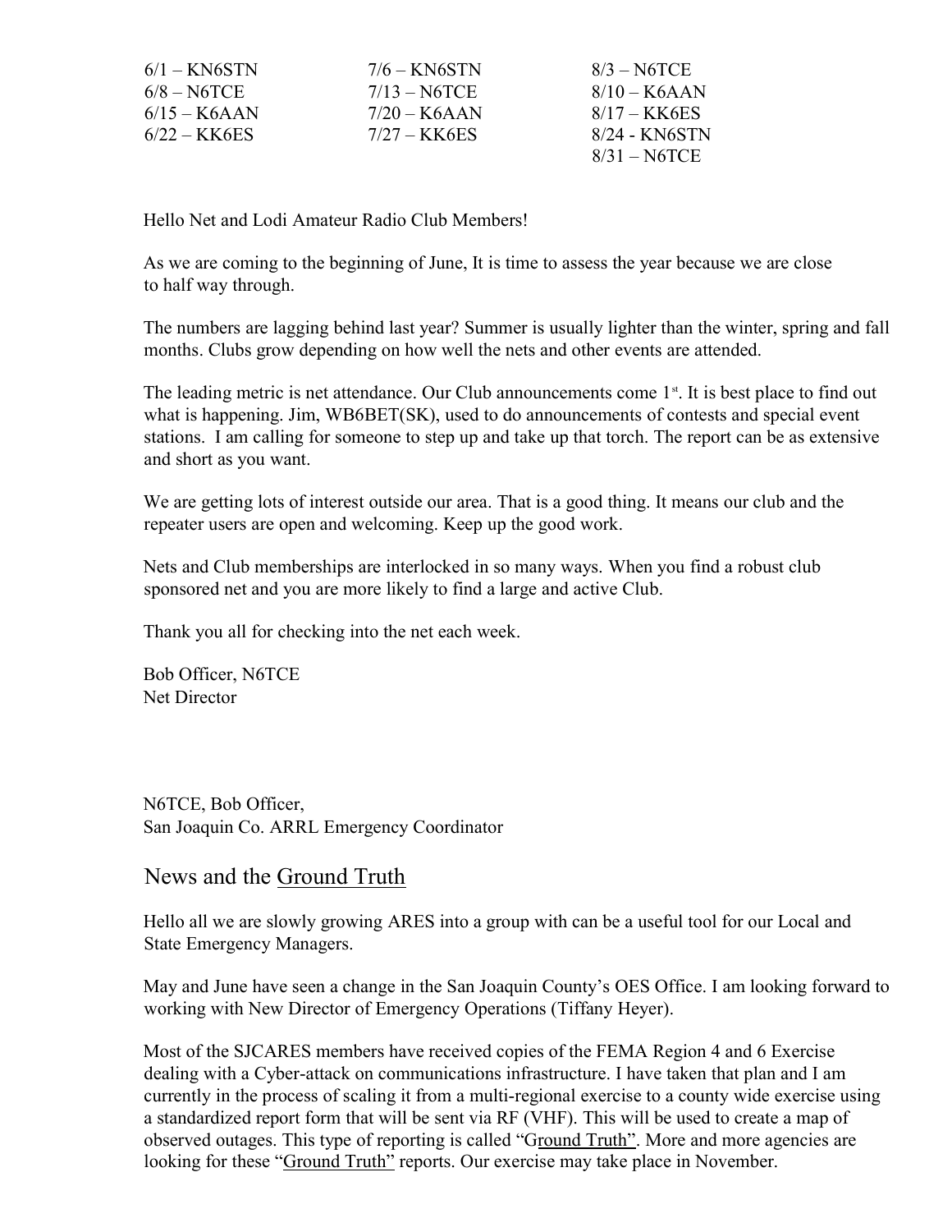| | | |
|---|---|---|
| 6/1 – KN6STN | 7/6 – KN6STN | 8/3 – N6TCE |
| 6/8 – N6TCE | 7/13 – N6TCE | 8/10 – K6AAN |
| 6/15 – K6AAN | 7/20 – K6AAN | 8/17 – KK6ES |
| 6/22 – KK6ES | 7/27 – KK6ES | 8/24 - KN6STN |
| | | 8/31 – N6TCE |

Hello Net and Lodi Amateur Radio Club Members!

As we are coming to the beginning of June, It is time to assess the year because we are close to half way through.

The numbers are lagging behind last year? Summer is usually lighter than the winter, spring and fall months. Clubs grow depending on how well the nets and other events are attended.

The leading metric is net attendance. Our Club announcements come 1st. It is best place to find out what is happening. Jim, WB6BET(SK), used to do announcements of contests and special event stations. I am calling for someone to step up and take up that torch. The report can be as extensive and short as you want.

We are getting lots of interest outside our area. That is a good thing. It means our club and the repeater users are open and welcoming. Keep up the good work.

Nets and Club memberships are interlocked in so many ways. When you find a robust club sponsored net and you are more likely to find a large and active Club.

Thank you all for checking into the net each week.

Bob Officer, N6TCE
Net Director

N6TCE, Bob Officer,
San Joaquin Co. ARRL Emergency Coordinator

## News and the Ground Truth

Hello all we are slowly growing ARES into a group with can be a useful tool for our Local and State Emergency Managers.

May and June have seen a change in the San Joaquin County's OES Office. I am looking forward to working with New Director of Emergency Operations (Tiffany Heyer).

Most of the SJCARES members have received copies of the FEMA Region 4 and 6 Exercise dealing with a Cyber-attack on communications infrastructure. I have taken that plan and I am currently in the process of scaling it from a multi-regional exercise to a county wide exercise using a standardized report form that will be sent via RF (VHF). This will be used to create a map of observed outages. This type of reporting is called "Ground Truth". More and more agencies are looking for these "Ground Truth" reports. Our exercise may take place in November.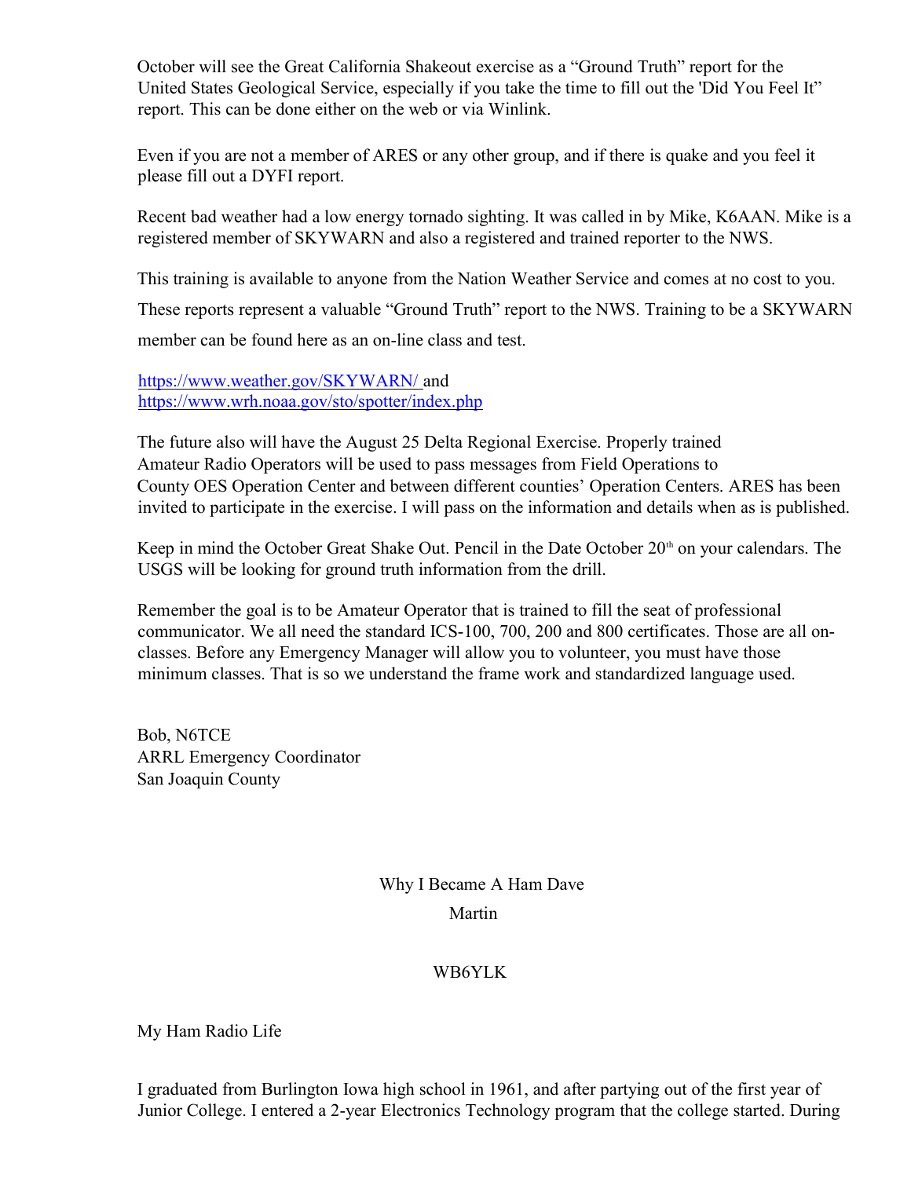October will see the Great California Shakeout exercise as a "Ground Truth" report for the United States Geological Service, especially if you take the time to fill out the 'Did You Feel It" report. This can be done either on the web or via Winlink.

Even if you are not a member of ARES or any other group, and if there is quake and you feel it please fill out a DYFI report.

Recent bad weather had a low energy tornado sighting. It was called in by Mike, K6AAN. Mike is a registered member of SKYWARN and also a registered and trained reporter to the NWS.

This training is available to anyone from the Nation Weather Service and comes at no cost to you. These reports represent a valuable "Ground Truth" report to the NWS. Training to be a SKYWARN member can be found here as an on-line class and test.

https://www.weather.gov/SKYWARN/ and
https://www.wrh.noaa.gov/sto/spotter/index.php

The future also will have the August 25 Delta Regional Exercise. Properly trained Amateur Radio Operators will be used to pass messages from Field Operations to County OES Operation Center and between different counties' Operation Centers. ARES has been invited to participate in the exercise. I will pass on the information and details when as is published.

Keep in mind the October Great Shake Out. Pencil in the Date October 20th on your calendars. The USGS will be looking for ground truth information from the drill.

Remember the goal is to be Amateur Operator that is trained to fill the seat of professional communicator. We all need the standard ICS-100, 700, 200 and 800 certificates. Those are all on-classes. Before any Emergency Manager will allow you to volunteer, you must have those minimum classes. That is so we understand the frame work and standardized language used.

Bob, N6TCE
ARRL Emergency Coordinator
San Joaquin County

## Why I Became A Ham Dave Martin

WB6YLK

My Ham Radio Life

I graduated from Burlington Iowa high school in 1961, and after partying out of the first year of Junior College. I entered a 2-year Electronics Technology program that the college started. During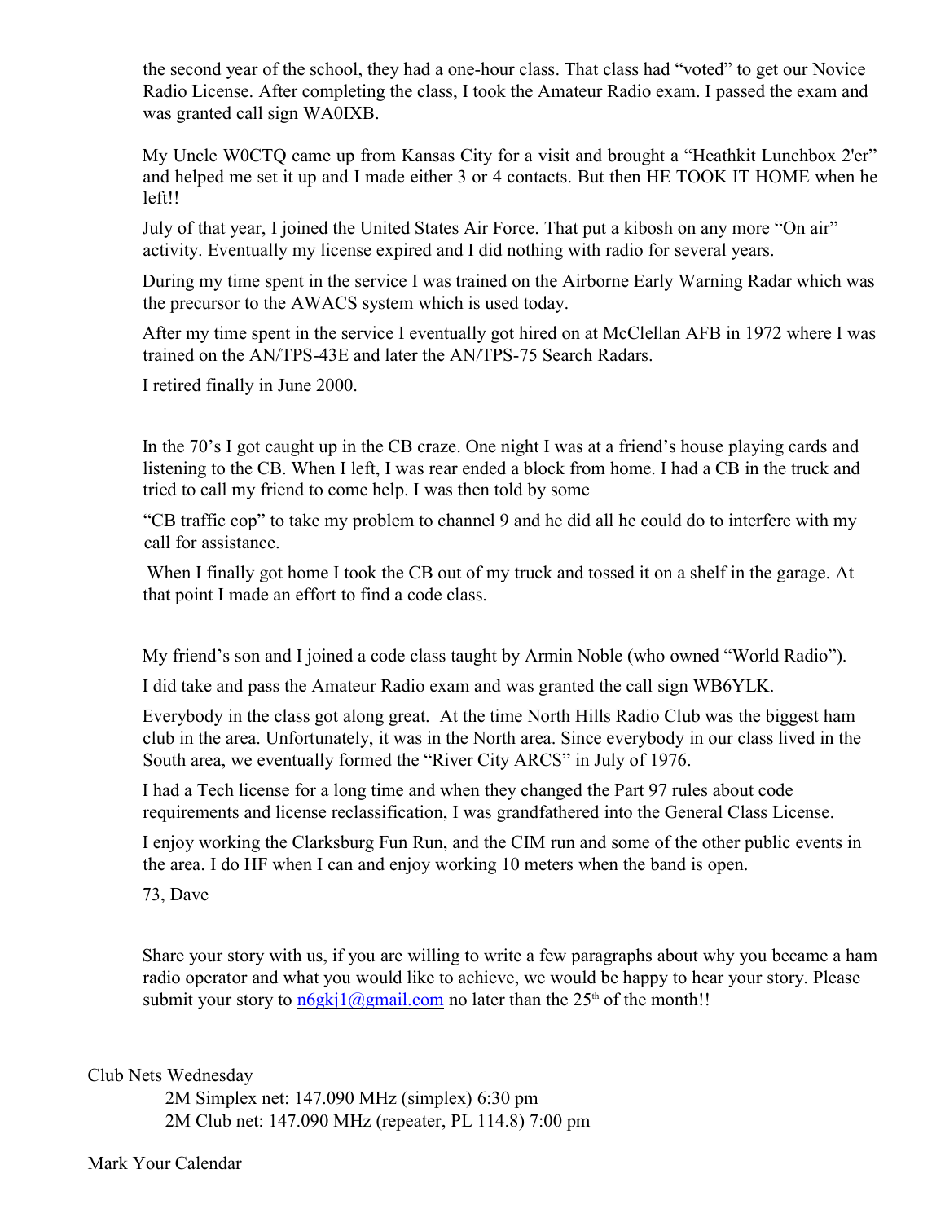the second year of the school, they had a one-hour class. That class had "voted" to get our Novice Radio License. After completing the class, I took the Amateur Radio exam. I passed the exam and was granted call sign WA0IXB.

My Uncle W0CTQ came up from Kansas City for a visit and brought a "Heathkit Lunchbox 2'er" and helped me set it up and I made either 3 or 4 contacts. But then HE TOOK IT HOME when he left!!

July of that year, I joined the United States Air Force. That put a kibosh on any more "On air" activity. Eventually my license expired and I did nothing with radio for several years.

During my time spent in the service I was trained on the Airborne Early Warning Radar which was the precursor to the AWACS system which is used today.

After my time spent in the service I eventually got hired on at McClellan AFB in 1972 where I was trained on the AN/TPS-43E and later the AN/TPS-75 Search Radars.

I retired finally in June 2000.

In the 70's I got caught up in the CB craze. One night I was at a friend's house playing cards and listening to the CB. When I left, I was rear ended a block from home. I had a CB in the truck and tried to call my friend to come help. I was then told by some

"CB traffic cop" to take my problem to channel 9 and he did all he could do to interfere with my call for assistance.

When I finally got home I took the CB out of my truck and tossed it on a shelf in the garage. At that point I made an effort to find a code class.

My friend's son and I joined a code class taught by Armin Noble (who owned "World Radio").

I did take and pass the Amateur Radio exam and was granted the call sign WB6YLK.

Everybody in the class got along great. At the time North Hills Radio Club was the biggest ham club in the area. Unfortunately, it was in the North area. Since everybody in our class lived in the South area, we eventually formed the "River City ARCS" in July of 1976.

I had a Tech license for a long time and when they changed the Part 97 rules about code requirements and license reclassification, I was grandfathered into the General Class License.

I enjoy working the Clarksburg Fun Run, and the CIM run and some of the other public events in the area. I do HF when I can and enjoy working 10 meters when the band is open.

73, Dave

Share your story with us, if you are willing to write a few paragraphs about why you became a ham radio operator and what you would like to achieve, we would be happy to hear your story. Please submit your story to n6gkj1@gmail.com no later than the 25th of the month!!

Club Nets Wednesday

2M Simplex net: 147.090 MHz (simplex) 6:30 pm
2M Club net: 147.090 MHz (repeater, PL 114.8) 7:00 pm

Mark Your Calendar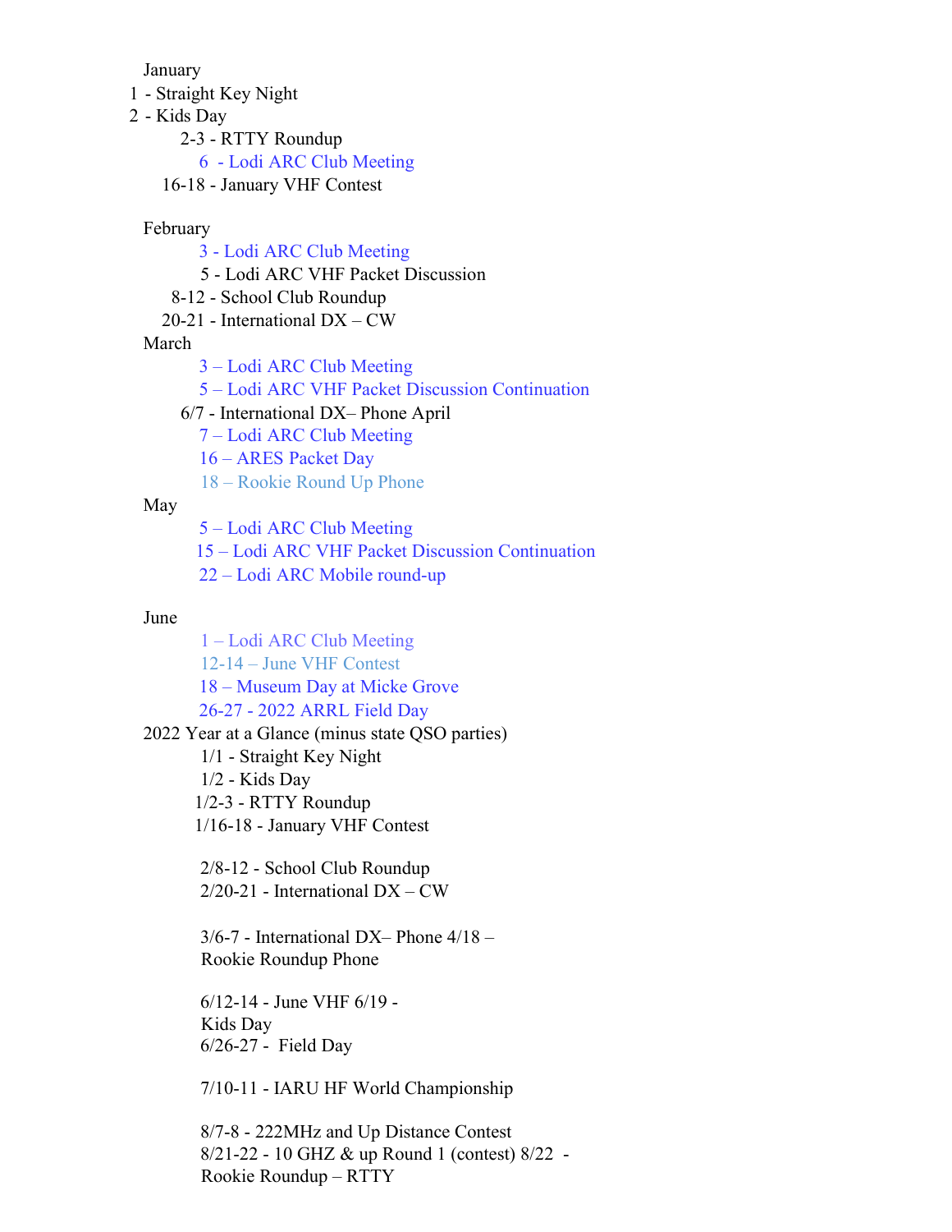January

1 - Straight Key Night
2 - Kids Day
2-3 - RTTY Roundup
6 - Lodi ARC Club Meeting
16-18 - January VHF Contest

February

3 - Lodi ARC Club Meeting
5 - Lodi ARC VHF Packet Discussion
8-12 - School Club Roundup
20-21 - International DX – CW

March

3 – Lodi ARC Club Meeting
5 – Lodi ARC VHF Packet Discussion Continuation
6/7 - International DX– Phone April
7 – Lodi ARC Club Meeting
16 – ARES Packet Day
18 – Rookie Round Up Phone

May

5 – Lodi ARC Club Meeting
15 – Lodi ARC VHF Packet Discussion Continuation
22 – Lodi ARC Mobile round-up

June

1 – Lodi ARC Club Meeting
12-14 – June VHF Contest
18 – Museum Day at Micke Grove
26-27 - 2022 ARRL Field Day

2022 Year at a Glance (minus state QSO parties)

1/1 - Straight Key Night
1/2 - Kids Day
1/2-3 - RTTY Roundup
1/16-18 - January VHF Contest

2/8-12 - School Club Roundup
2/20-21 - International DX – CW

3/6-7 - International DX– Phone 4/18 – Rookie Roundup Phone

6/12-14 - June VHF 6/19 - Kids Day
6/26-27 - Field Day

7/10-11 - IARU HF World Championship

8/7-8 - 222MHz and Up Distance Contest
8/21-22 - 10 GHZ & up Round 1 (contest) 8/22 - Rookie Roundup – RTTY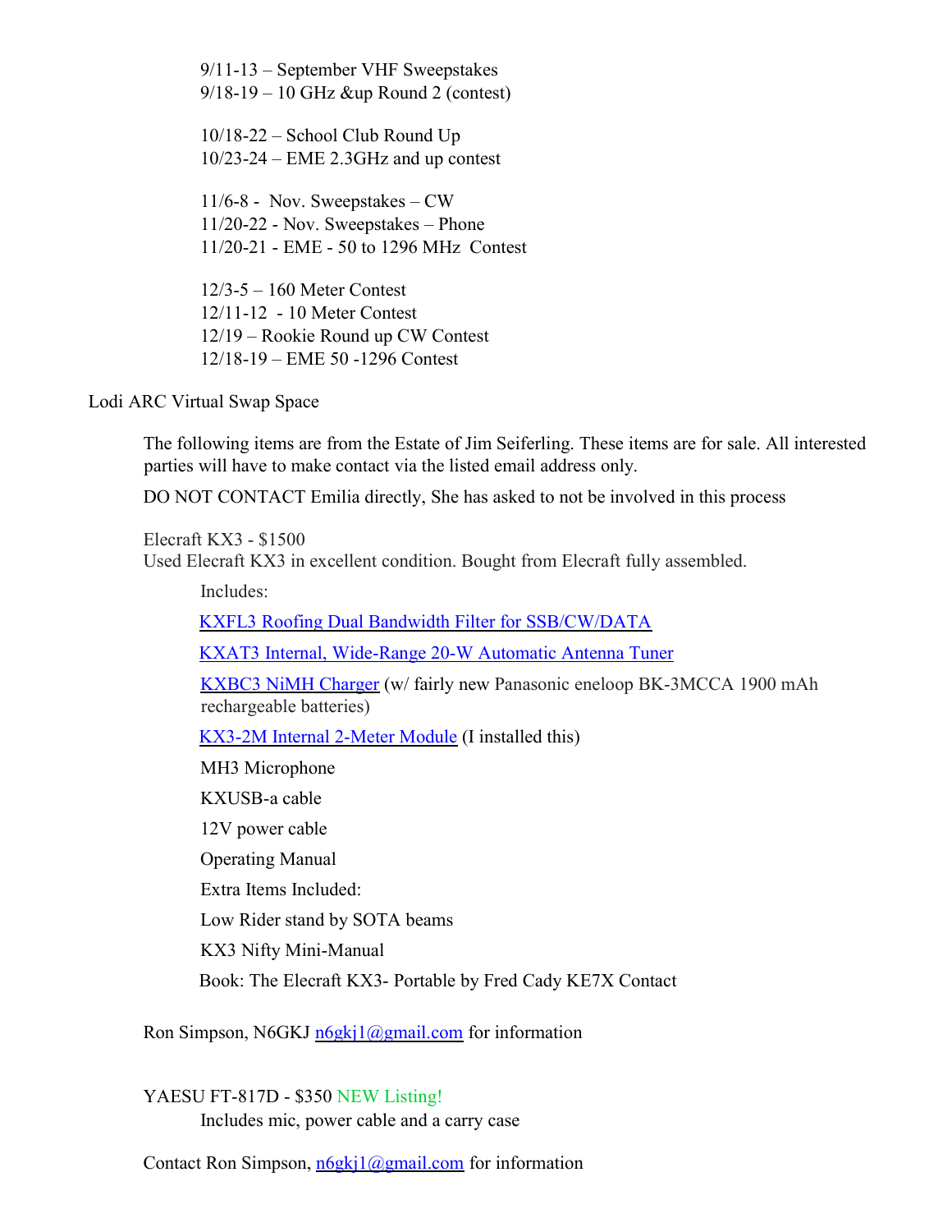9/11-13 – September VHF Sweepstakes
9/18-19 – 10 GHz &up Round 2 (contest)

10/18-22 – School Club Round Up
10/23-24 – EME 2.3GHz and up contest

11/6-8 - Nov. Sweepstakes – CW
11/20-22 - Nov. Sweepstakes – Phone
11/20-21 - EME - 50 to 1296 MHz Contest

12/3-5 – 160 Meter Contest
12/11-12 - 10 Meter Contest
12/19 – Rookie Round up CW Contest
12/18-19 – EME 50 -1296 Contest

## Lodi ARC Virtual Swap Space

The following items are from the Estate of Jim Seiferling. These items are for sale. All interested parties will have to make contact via the listed email address only.

DO NOT CONTACT Emilia directly, She has asked to not be involved in this process

Elecraft KX3 - $1500
Used Elecraft KX3 in excellent condition. Bought from Elecraft fully assembled.

Includes:

- KXFL3 Roofing Dual Bandwidth Filter for SSB/CW/DATA
- KXAT3 Internal, Wide-Range 20-W Automatic Antenna Tuner
- KXBC3 NiMH Charger (w/ fairly new Panasonic eneloop BK-3MCCA 1900 mAh rechargeable batteries)
- KX3-2M Internal 2-Meter Module (I installed this)
- MH3 Microphone
- KXUSB-a cable
- 12V power cable
- Operating Manual

Extra Items Included:

- Low Rider stand by SOTA beams
- KX3 Nifty Mini-Manual
- Book: The Elecraft KX3- Portable by Fred Cady KE7X Contact

Ron Simpson, N6GKJ n6gkj1@gmail.com for information

YAESU FT-817D - $350 NEW Listing!
Includes mic, power cable and a carry case

Contact Ron Simpson, n6gkj1@gmail.com for information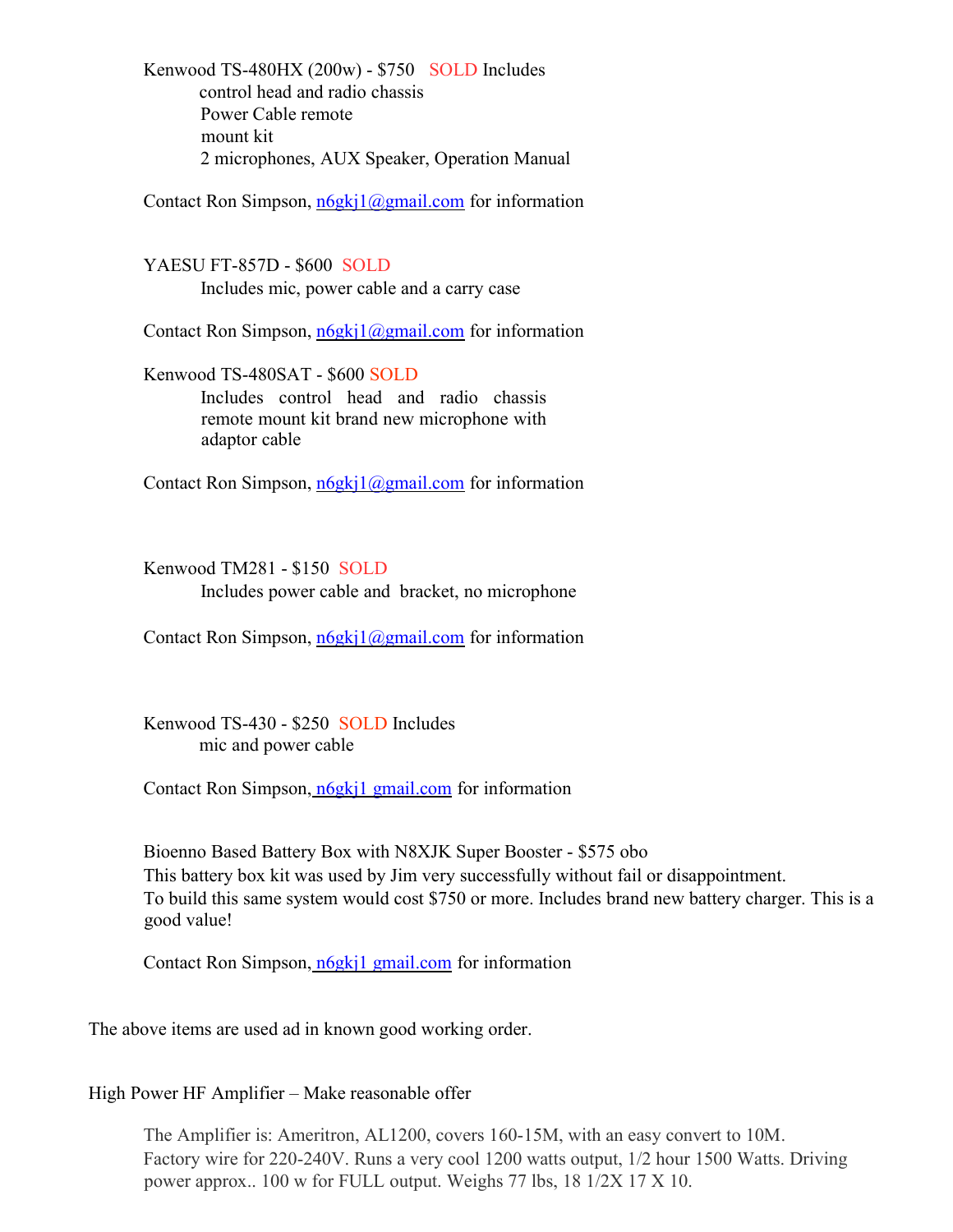Kenwood TS-480HX (200w) - $750 SOLD Includes
control head and radio chassis
Power Cable remote
mount kit
2 microphones, AUX Speaker, Operation Manual

Contact Ron Simpson, n6gkj1@gmail.com for information

YAESU FT-857D - $600 SOLD
Includes mic, power cable and a carry case

Contact Ron Simpson, n6gkj1@gmail.com for information

Kenwood TS-480SAT - $600 SOLD
Includes control head and radio chassis remote mount kit brand new microphone with adaptor cable

Contact Ron Simpson, n6gkj1@gmail.com for information

Kenwood TM281 - $150 SOLD
Includes power cable and bracket, no microphone

Contact Ron Simpson, n6gkj1@gmail.com for information

Kenwood TS-430 - $250 SOLD Includes
mic and power cable

Contact Ron Simpson, n6gkj1 gmail.com for information

Bioenno Based Battery Box with N8XJK Super Booster - $575 obo
This battery box kit was used by Jim very successfully without fail or disappointment.
To build this same system would cost $750 or more. Includes brand new battery charger. This is a good value!

Contact Ron Simpson, n6gkj1 gmail.com for information

The above items are used ad in known good working order.

High Power HF Amplifier – Make reasonable offer

The Amplifier is: Ameritron, AL1200, covers 160-15M, with an easy convert to 10M.
Factory wire for 220-240V. Runs a very cool 1200 watts output, 1/2 hour 1500 Watts. Driving power approx.. 100 w for FULL output. Weighs 77 lbs, 18 1/2X 17 X 10.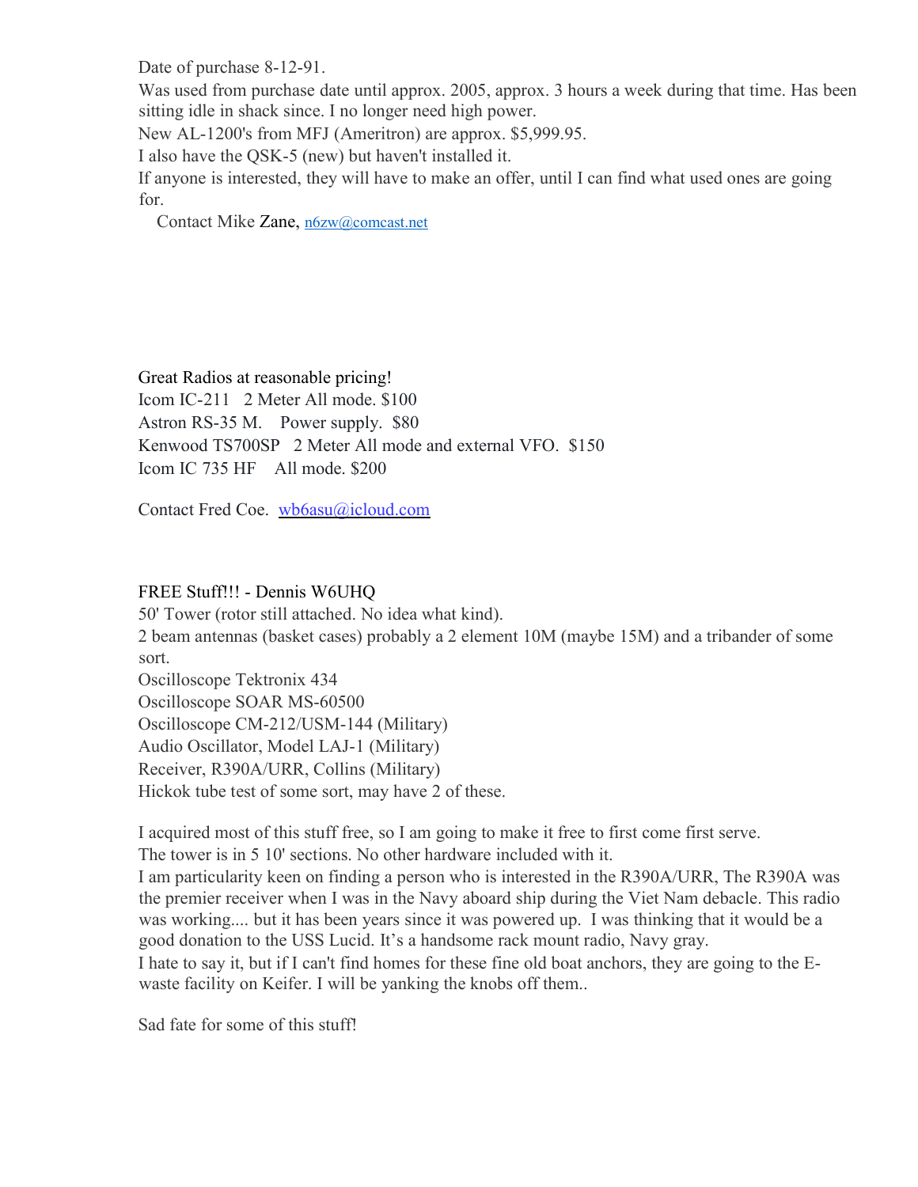Date of purchase 8-12-91.

Was used from purchase date until approx. 2005, approx. 3 hours a week during that time. Has been sitting idle in shack since. I no longer need high power.

New AL-1200's from MFJ (Ameritron) are approx. $5,999.95.

I also have the QSK-5 (new) but haven't installed it.

If anyone is interested, they will have to make an offer, until I can find what used ones are going for.

Contact Mike Zane, n6zw@comcast.net

Great Radios at reasonable pricing!

Icom IC-211 2 Meter All mode. $100

Astron RS-35 M. Power supply. $80

Kenwood TS700SP 2 Meter All mode and external VFO. $150

Icom IC 735 HF All mode. $200

Contact Fred Coe. wb6asu@icloud.com

FREE Stuff!!! - Dennis W6UHQ

50' Tower (rotor still attached. No idea what kind).

2 beam antennas (basket cases) probably a 2 element 10M (maybe 15M) and a tribander of some sort.

Oscilloscope Tektronix 434

Oscilloscope SOAR MS-60500

Oscilloscope CM-212/USM-144 (Military)

Audio Oscillator, Model LAJ-1 (Military)

Receiver, R390A/URR, Collins (Military)

Hickok tube test of some sort, may have 2 of these.

I acquired most of this stuff free, so I am going to make it free to first come first serve.

The tower is in 5 10' sections. No other hardware included with it.

I am particularity keen on finding a person who is interested in the R390A/URR, The R390A was the premier receiver when I was in the Navy aboard ship during the Viet Nam debacle. This radio was working.... but it has been years since it was powered up. I was thinking that it would be a good donation to the USS Lucid. It's a handsome rack mount radio, Navy gray.

I hate to say it, but if I can't find homes for these fine old boat anchors, they are going to the E-waste facility on Keifer. I will be yanking the knobs off them..

Sad fate for some of this stuff!